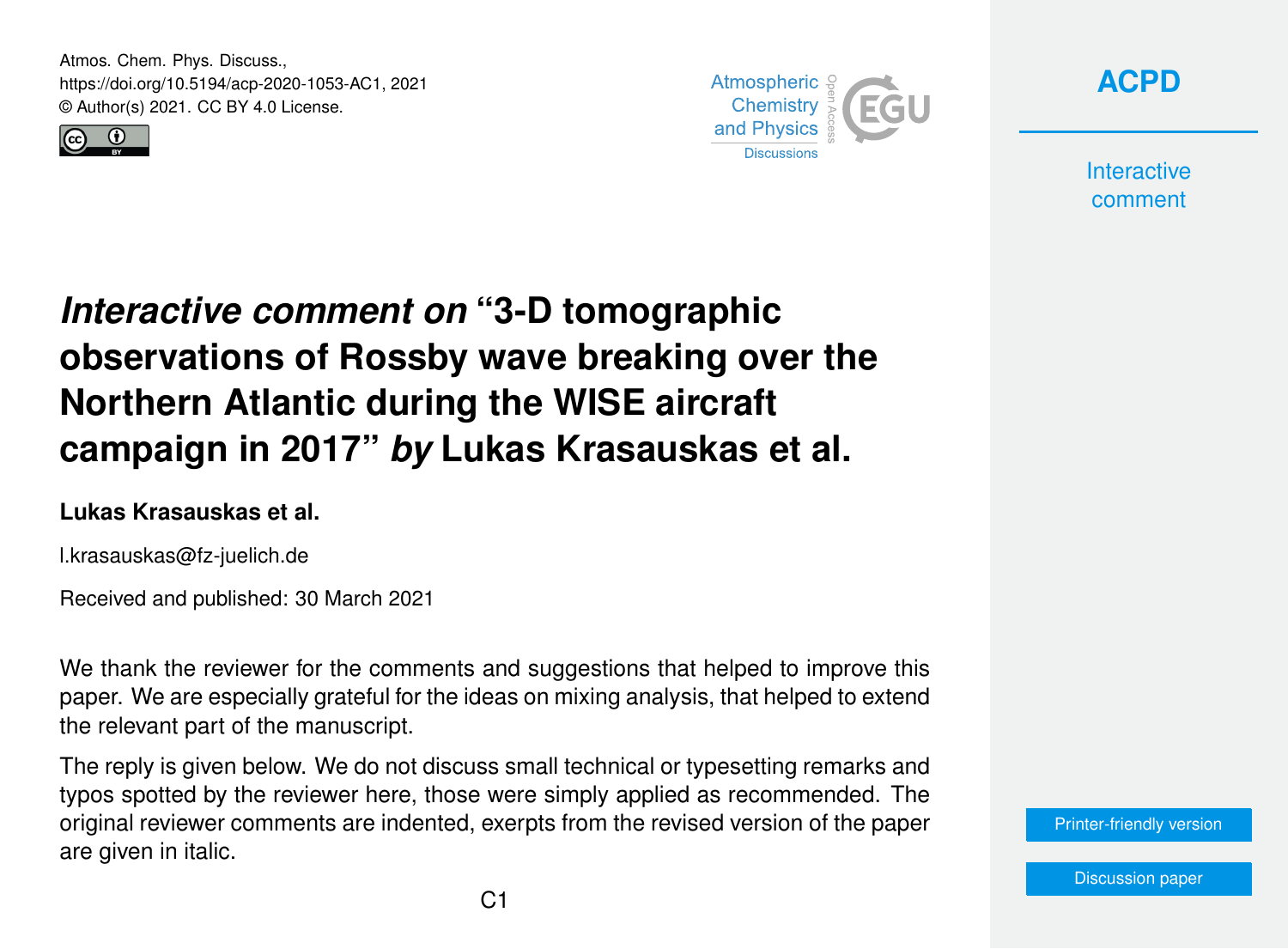Atmos. Chem. Phys. Discuss.,
https://doi.org/10.5194/acp-2020-1053-AC1, 2021
© Author(s) 2021. CC BY 4.0 License.

# *Interactive comment on* "3-D tomographic observations of Rossby wave breaking over the Northern Atlantic during the WISE aircraft campaign in 2017" *by* Lukas Krasauskas et al.

**Lukas Krasauskas et al.**

l.krasauskas@fz-juelich.de

Received and published: 30 March 2021

We thank the reviewer for the comments and suggestions that helped to improve this paper. We are especially grateful for the ideas on mixing analysis, that helped to extend the relevant part of the manuscript.

The reply is given below. We do not discuss small technical or typesetting remarks and typos spotted by the reviewer here, those were simply applied as recommended. The original reviewer comments are indented, exerpts from the revised version of the paper are given in italic.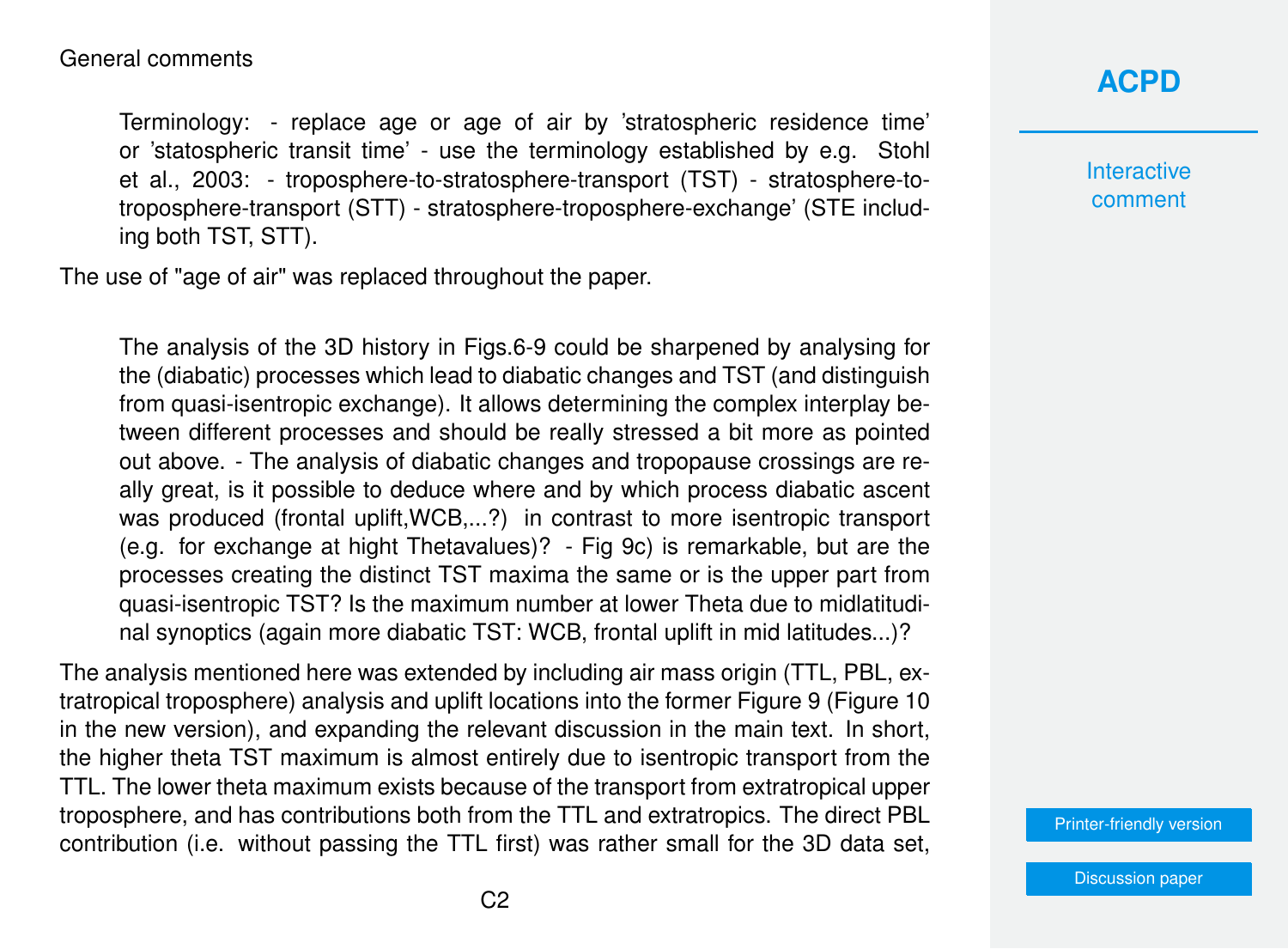General comments

> Terminology: - replace age or age of air by 'stratospheric residence time' or 'statospheric transit time' - use the terminology established by e.g. Stohl et al., 2003: - troposphere-to-stratosphere-transport (TST) - stratosphere-to-troposphere-transport (STT) - stratosphere-troposphere-exchange' (STE including both TST, STT).

The use of "age of air" was replaced throughout the paper.

> The analysis of the 3D history in Figs.6-9 could be sharpened by analysing for the (diabatic) processes which lead to diabatic changes and TST (and distinguish from quasi-isentropic exchange). It allows determining the complex interplay between different processes and should be really stressed a bit more as pointed out above. - The analysis of diabatic changes and tropopause crossings are really great, is it possible to deduce where and by which process diabatic ascent was produced (frontal uplift,WCB,...?) in contrast to more isentropic transport (e.g. for exchange at hight Thetavalues)? - Fig 9c) is remarkable, but are the processes creating the distinct TST maxima the same or is the upper part from quasi-isentropic TST? Is the maximum number at lower Theta due to midlatitudinal synoptics (again more diabatic TST: WCB, frontal uplift in mid latitudes...)?

The analysis mentioned here was extended by including air mass origin (TTL, PBL, extratropical troposphere) analysis and uplift locations into the former Figure 9 (Figure 10 in the new version), and expanding the relevant discussion in the main text. In short, the higher theta TST maximum is almost entirely due to isentropic transport from the TTL. The lower theta maximum exists because of the transport from extratropical upper troposphere, and has contributions both from the TTL and extratropics. The direct PBL contribution (i.e. without passing the TTL first) was rather small for the 3D data set,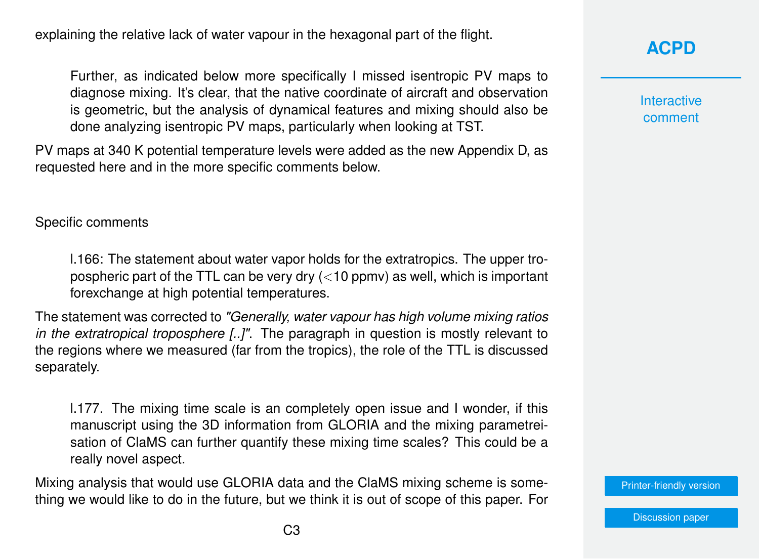explaining the relative lack of water vapour in the hexagonal part of the flight.

> Further, as indicated below more specifically I missed isentropic PV maps to diagnose mixing. It's clear, that the native coordinate of aircraft and observation is geometric, but the analysis of dynamical features and mixing should also be done analyzing isentropic PV maps, particularly when looking at TST.

PV maps at 340 K potential temperature levels were added as the new Appendix D, as requested here and in the more specific comments below.

Specific comments

> l.166: The statement about water vapor holds for the extratropics. The upper tropospheric part of the TTL can be very dry (<10 ppmv) as well, which is important forexchange at high potential temperatures.

The statement was corrected to *"Generally, water vapour has high volume mixing ratios in the extratropical troposphere [..]"*. The paragraph in question is mostly relevant to the regions where we measured (far from the tropics), the role of the TTL is discussed separately.

> l.177. The mixing time scale is an completely open issue and I wonder, if this manuscript using the 3D information from GLORIA and the mixing parametreisation of ClaMS can further quantify these mixing time scales? This could be a really novel aspect.

Mixing analysis that would use GLORIA data and the ClaMS mixing scheme is something we would like to do in the future, but we think it is out of scope of this paper. For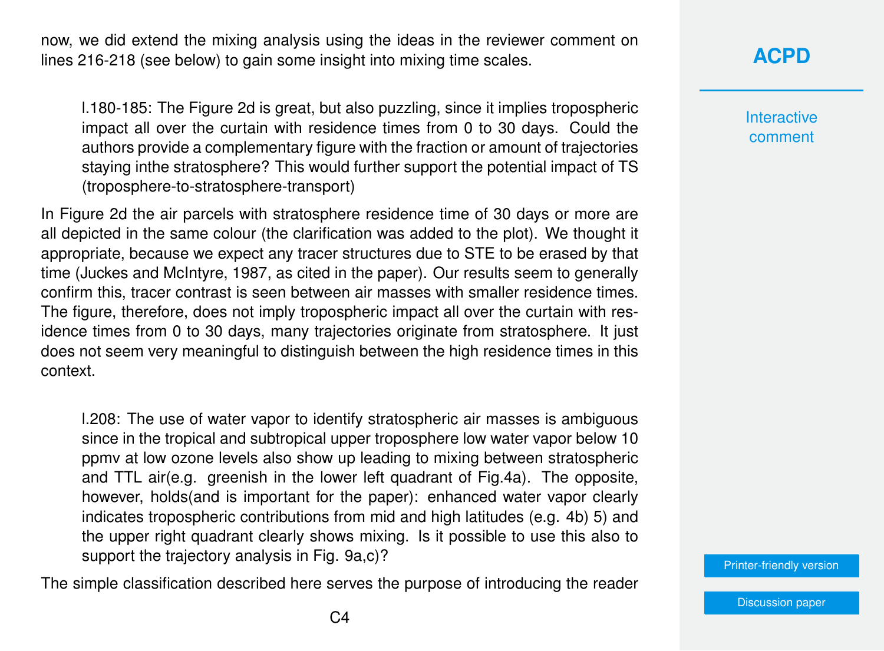now, we did extend the mixing analysis using the ideas in the reviewer comment on lines 216-218 (see below) to gain some insight into mixing time scales.

> l.180-185: The Figure 2d is great, but also puzzling, since it implies tropospheric impact all over the curtain with residence times from 0 to 30 days. Could the authors provide a complementary figure with the fraction or amount of trajectories staying inthe stratosphere? This would further support the potential impact of TS (troposphere-to-stratosphere-transport)

In Figure 2d the air parcels with stratosphere residence time of 30 days or more are all depicted in the same colour (the clarification was added to the plot). We thought it appropriate, because we expect any tracer structures due to STE to be erased by that time (Juckes and McIntyre, 1987, as cited in the paper). Our results seem to generally confirm this, tracer contrast is seen between air masses with smaller residence times. The figure, therefore, does not imply tropospheric impact all over the curtain with residence times from 0 to 30 days, many trajectories originate from stratosphere. It just does not seem very meaningful to distinguish between the high residence times in this context.

> l.208: The use of water vapor to identify stratospheric air masses is ambiguous since in the tropical and subtropical upper troposphere low water vapor below 10 ppmv at low ozone levels also show up leading to mixing between stratospheric and TTL air(e.g. greenish in the lower left quadrant of Fig.4a). The opposite, however, holds(and is important for the paper): enhanced water vapor clearly indicates tropospheric contributions from mid and high latitudes (e.g. 4b) 5) and the upper right quadrant clearly shows mixing. Is it possible to use this also to support the trajectory analysis in Fig. 9a,c)?

The simple classification described here serves the purpose of introducing the reader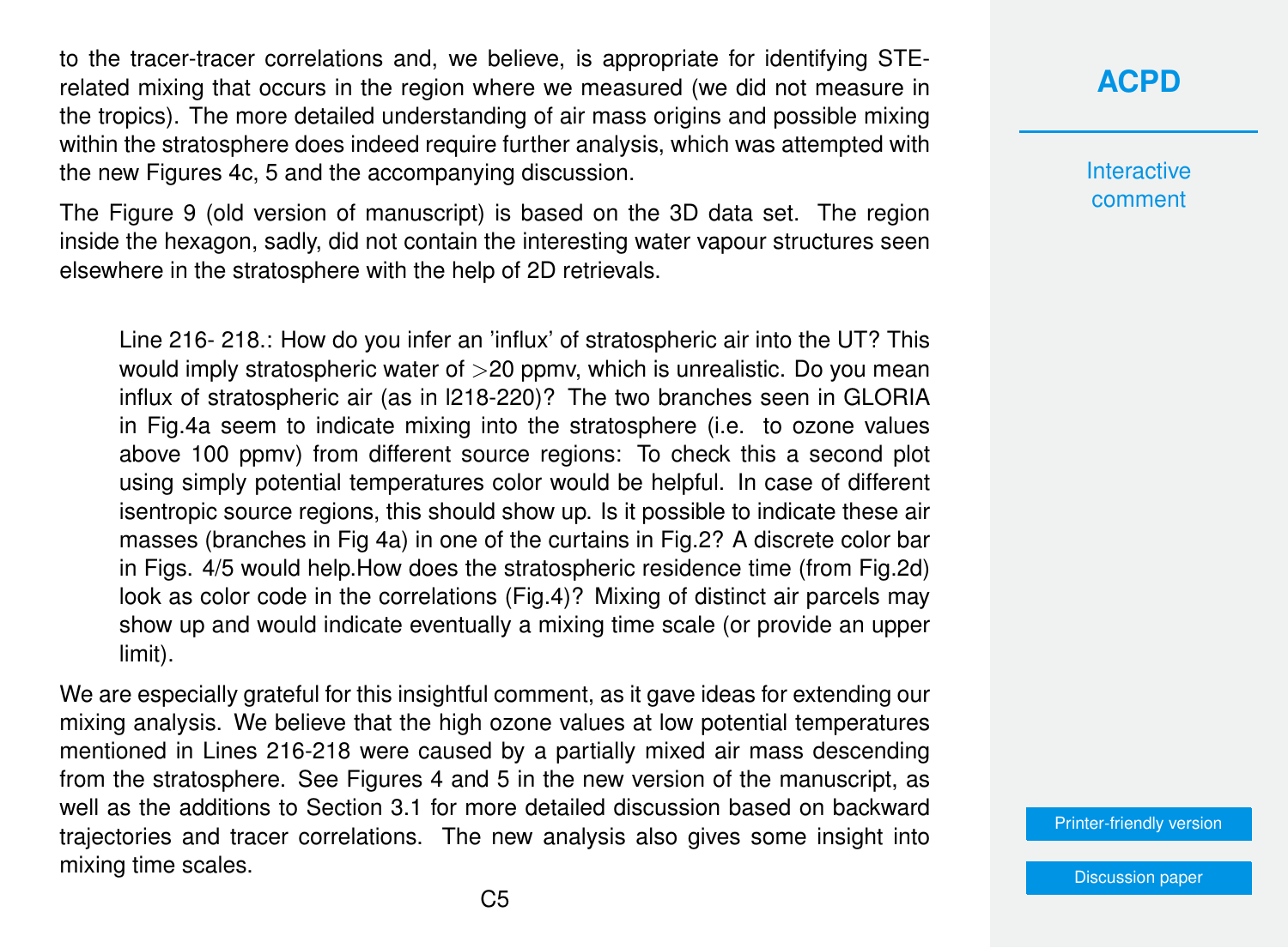to the tracer-tracer correlations and, we believe, is appropriate for identifying STE-related mixing that occurs in the region where we measured (we did not measure in the tropics). The more detailed understanding of air mass origins and possible mixing within the stratosphere does indeed require further analysis, which was attempted with the new Figures 4c, 5 and the accompanying discussion.

The Figure 9 (old version of manuscript) is based on the 3D data set. The region inside the hexagon, sadly, did not contain the interesting water vapour structures seen elsewhere in the stratosphere with the help of 2D retrievals.

> Line 216- 218.: How do you infer an 'influx' of stratospheric air into the UT? This would imply stratospheric water of >20 ppmv, which is unrealistic. Do you mean influx of stratospheric air (as in l218-220)? The two branches seen in GLORIA in Fig.4a seem to indicate mixing into the stratosphere (i.e. to ozone values above 100 ppmv) from different source regions: To check this a second plot using simply potential temperatures color would be helpful. In case of different isentropic source regions, this should show up. Is it possible to indicate these air masses (branches in Fig 4a) in one of the curtains in Fig.2? A discrete color bar in Figs. 4/5 would help.How does the stratospheric residence time (from Fig.2d) look as color code in the correlations (Fig.4)? Mixing of distinct air parcels may show up and would indicate eventually a mixing time scale (or provide an upper limit).

We are especially grateful for this insightful comment, as it gave ideas for extending our mixing analysis. We believe that the high ozone values at low potential temperatures mentioned in Lines 216-218 were caused by a partially mixed air mass descending from the stratosphere. See Figures 4 and 5 in the new version of the manuscript, as well as the additions to Section 3.1 for more detailed discussion based on backward trajectories and tracer correlations. The new analysis also gives some insight into mixing time scales.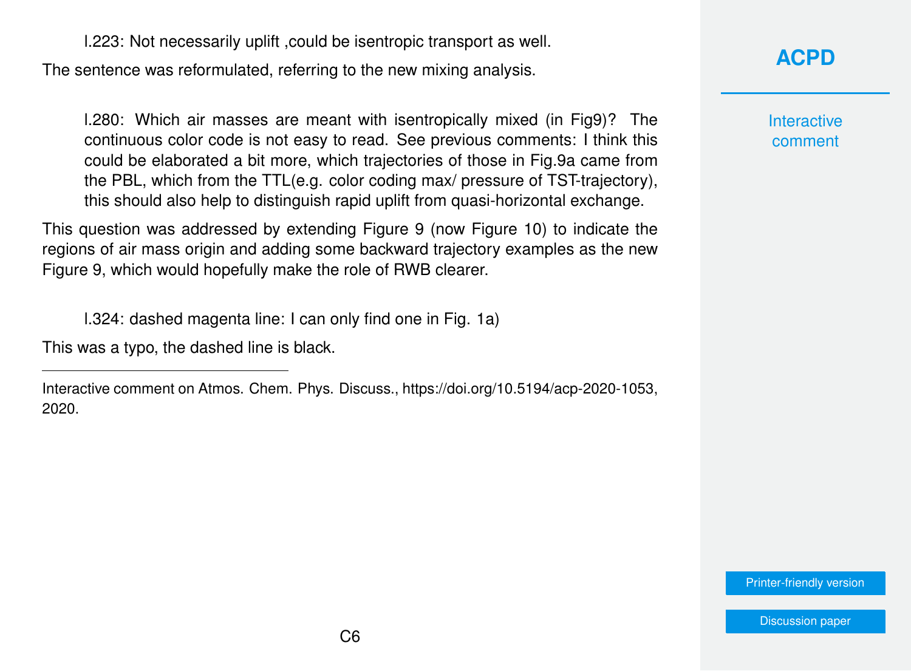> l.223: Not necessarily uplift ,could be isentropic transport as well.

The sentence was reformulated, referring to the new mixing analysis.

> l.280: Which air masses are meant with isentropically mixed (in Fig9)? The continuous color code is not easy to read. See previous comments: I think this could be elaborated a bit more, which trajectories of those in Fig.9a came from the PBL, which from the TTL(e.g. color coding max/ pressure of TST-trajectory), this should also help to distinguish rapid uplift from quasi-horizontal exchange.

This question was addressed by extending Figure 9 (now Figure 10) to indicate the regions of air mass origin and adding some backward trajectory examples as the new Figure 9, which would hopefully make the role of RWB clearer.

> l.324: dashed magenta line: I can only find one in Fig. 1a)

This was a typo, the dashed line is black.

---

Interactive comment on Atmos. Chem. Phys. Discuss., https://doi.org/10.5194/acp-2020-1053, 2020.